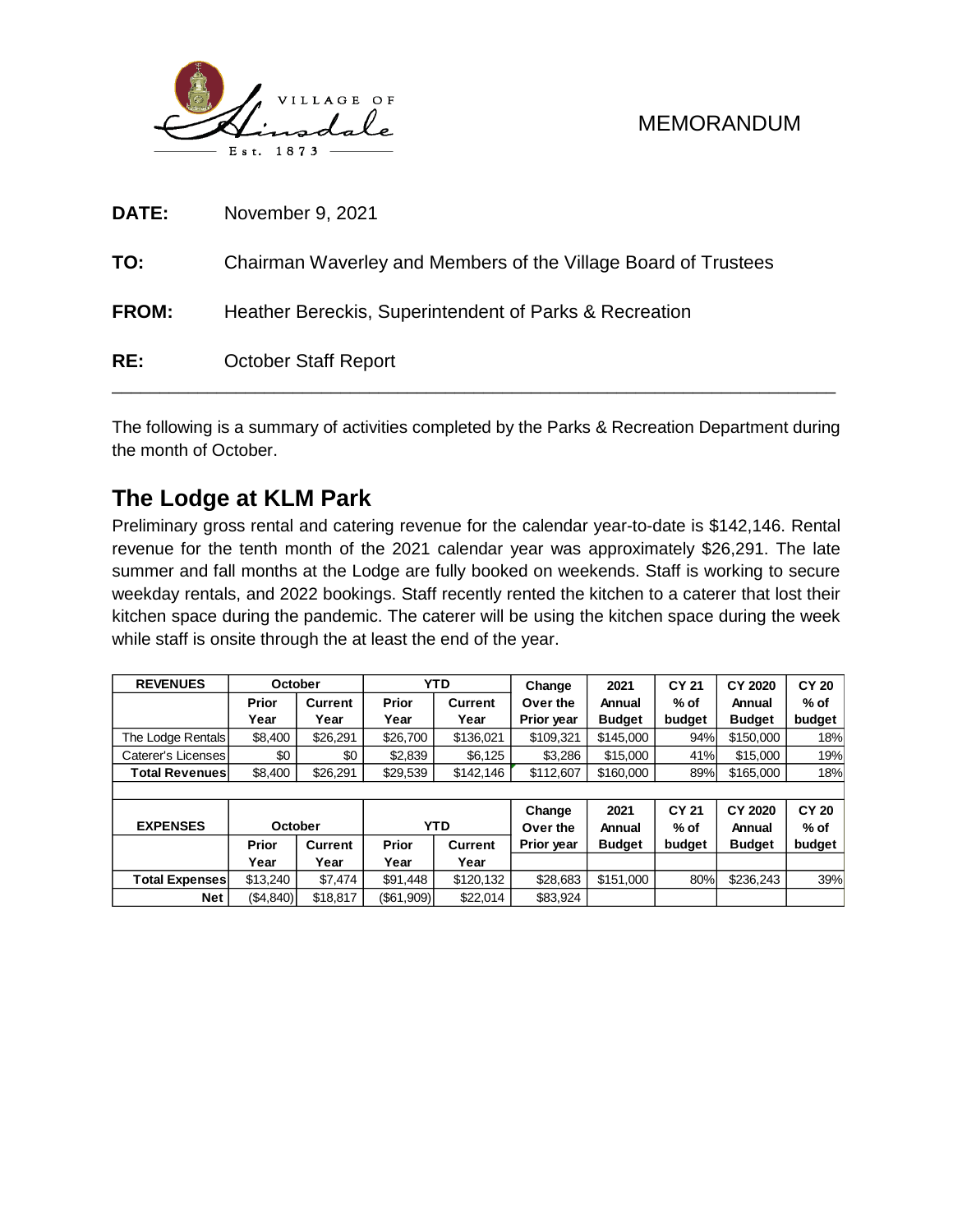VILLAGE OF Hinsdale Est. 1873

MEMORANDUM

**DATE:** November 9, 2021

**TO:** Chairman Waverley and Members of the Village Board of Trustees

**FROM:** Heather Bereckis, Superintendent of Parks & Recreation

**RE:** October Staff Report

---

The following is a summary of activities completed by the Parks & Recreation Department during the month of October.

## The Lodge at KLM Park

Preliminary gross rental and catering revenue for the calendar year-to-date is $142,146. Rental revenue for the tenth month of the 2021 calendar year was approximately $26,291. The late summer and fall months at the Lodge are fully booked on weekends. Staff is working to secure weekday rentals, and 2022 bookings. Staff recently rented the kitchen to a caterer that lost their kitchen space during the pandemic. The caterer will be using the kitchen space during the week while staff is onsite through the at least the end of the year.

| REVENUES | October | | YTD | | Change Over the Prior year | 2021 Annual Budget | CY 21 % of budget | CY 2020 Annual Budget | CY 20 % of budget |
|---|---|---|---|---|---|---|---|---|---|
| | Prior Year | Current Year | Prior Year | Current Year | | | | | |
| The Lodge Rentals | $8,400 | $26,291 | $26,700 | $136,021 | $109,321 | $145,000 | 94% | $150,000 | 18% |
| Caterer's Licenses | $0 | $0 | $2,839 | $6,125 | $3,286 | $15,000 | 41% | $15,000 | 19% |
| **Total Revenues** | $8,400 | $26,291 | $29,539 | $142,146 | $112,607 | $160,000 | 89% | $165,000 | 18% |

| EXPENSES | October | | YTD | | Change Over the Prior year | 2021 Annual Budget | CY 21 % of budget | CY 2020 Annual Budget | CY 20 % of budget |
|---|---|---|---|---|---|---|---|---|---|
| | Prior Year | Current Year | Prior Year | Current Year | | | | | |
| **Total Expenses** | $13,240 | $7,474 | $91,448 | $120,132 | $28,683 | $151,000 | 80% | $236,243 | 39% |
| **Net** | ($4,840) | $18,817 | ($61,909) | $22,014 | $83,924 | | | | |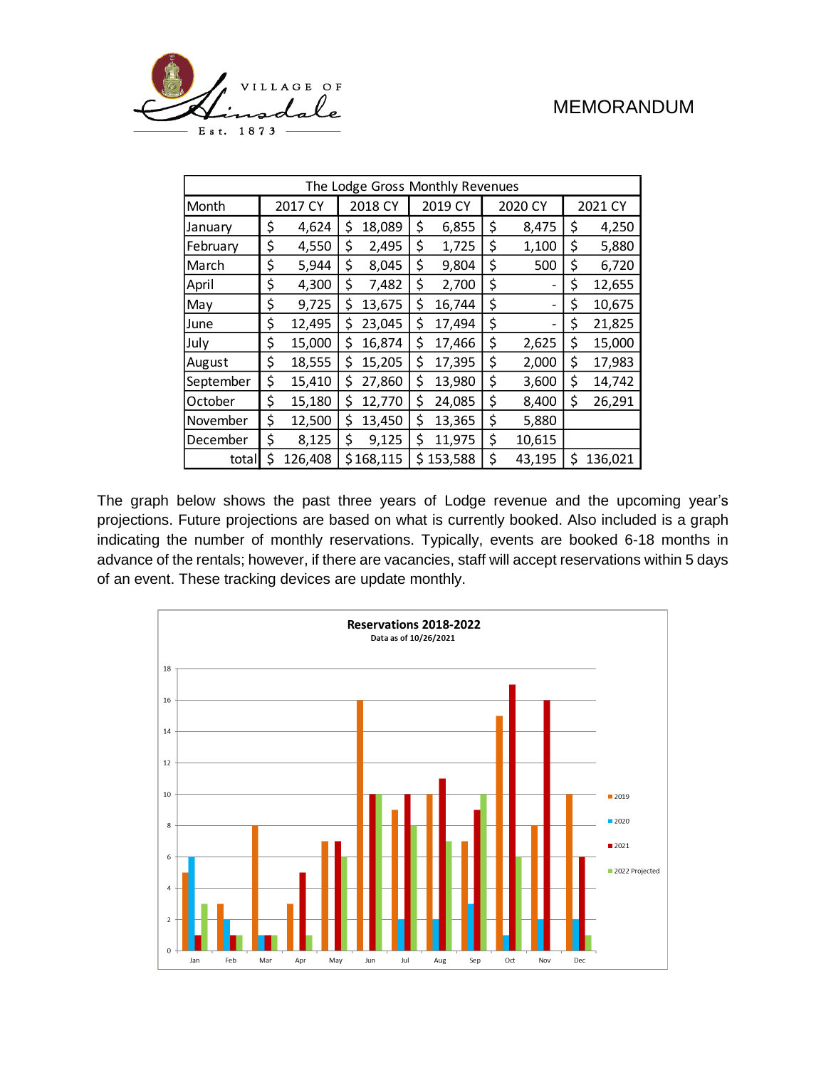# MEMORANDUM

| The Lodge Gross Monthly Revenues | | | | | |
|---|---|---|---|---|---|
| Month | 2017 CY | 2018 CY | 2019 CY | 2020 CY | 2021 CY |
| January | $ 4,624 | $ 18,089 | $ 6,855 | $ 8,475 | $ 4,250 |
| February | $ 4,550 | $ 2,495 | $ 1,725 | $ 1,100 | $ 5,880 |
| March | $ 5,944 | $ 8,045 | $ 9,804 | $ 500 | $ 6,720 |
| April | $ 4,300 | $ 7,482 | $ 2,700 | $ - | $ 12,655 |
| May | $ 9,725 | $ 13,675 | $ 16,744 | $ - | $ 10,675 |
| June | $ 12,495 | $ 23,045 | $ 17,494 | $ - | $ 21,825 |
| July | $ 15,000 | $ 16,874 | $ 17,466 | $ 2,625 | $ 15,000 |
| August | $ 18,555 | $ 15,205 | $ 17,395 | $ 2,000 | $ 17,983 |
| September | $ 15,410 | $ 27,860 | $ 13,980 | $ 3,600 | $ 14,742 |
| October | $ 15,180 | $ 12,770 | $ 24,085 | $ 8,400 | $ 26,291 |
| November | $ 12,500 | $ 13,450 | $ 13,365 | $ 5,880 | |
| December | $ 8,125 | $ 9,125 | $ 11,975 | $ 10,615 | |
| total | $ 126,408 | $ 168,115 | $ 153,588 | $ 43,195 | $ 136,021 |

The graph below shows the past three years of Lodge revenue and the upcoming year's projections. Future projections are based on what is currently booked. Also included is a graph indicating the number of monthly reservations. Typically, events are booked 6-18 months in advance of the rentals; however, if there are vacancies, staff will accept reservations within 5 days of an event. These tracking devices are update monthly.

**Reservations 2018-2022**

Data as of 10/26/2021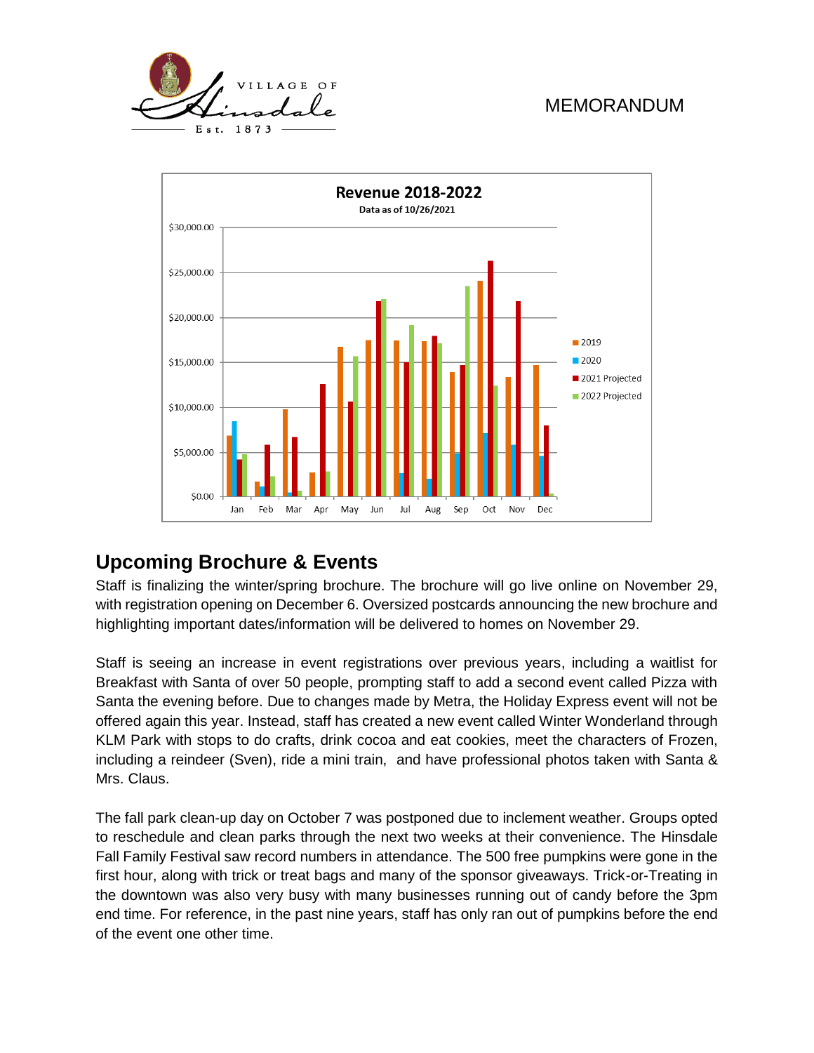MEMORANDUM

## Upcoming Brochure & Events

Staff is finalizing the winter/spring brochure. The brochure will go live online on November 29, with registration opening on December 6. Oversized postcards announcing the new brochure and highlighting important dates/information will be delivered to homes on November 29.

Staff is seeing an increase in event registrations over previous years, including a waitlist for Breakfast with Santa of over 50 people, prompting staff to add a second event called Pizza with Santa the evening before. Due to changes made by Metra, the Holiday Express event will not be offered again this year. Instead, staff has created a new event called Winter Wonderland through KLM Park with stops to do crafts, drink cocoa and eat cookies, meet the characters of Frozen, including a reindeer (Sven), ride a mini train, and have professional photos taken with Santa & Mrs. Claus.

The fall park clean-up day on October 7 was postponed due to inclement weather. Groups opted to reschedule and clean parks through the next two weeks at their convenience. The Hinsdale Fall Family Festival saw record numbers in attendance. The 500 free pumpkins were gone in the first hour, along with trick or treat bags and many of the sponsor giveaways. Trick-or-Treating in the downtown was also very busy with many businesses running out of candy before the 3pm end time. For reference, in the past nine years, staff has only ran out of pumpkins before the end of the event one other time.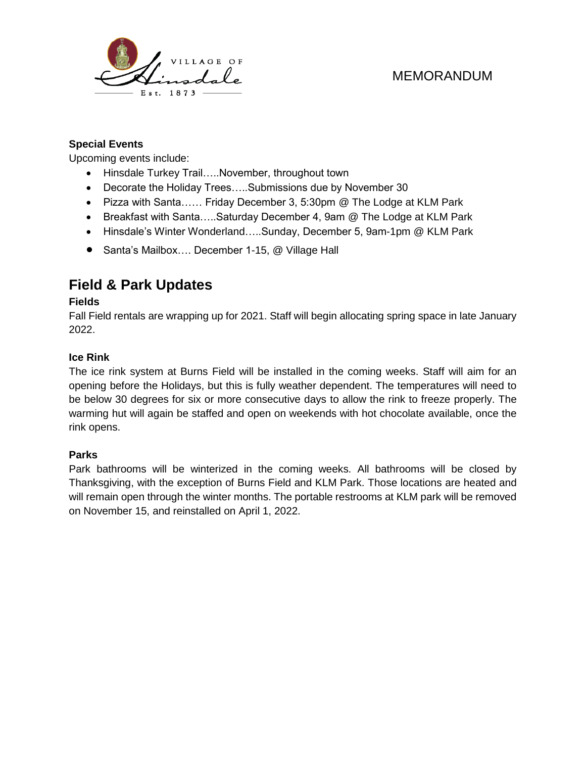### Special Events

Upcoming events include:

- Hinsdale Turkey Trail…..November, throughout town
- Decorate the Holiday Trees…..Submissions due by November 30
- Pizza with Santa…… Friday December 3, 5:30pm @ The Lodge at KLM Park
- Breakfast with Santa…..Saturday December 4, 9am @ The Lodge at KLM Park
- Hinsdale's Winter Wonderland…..Sunday, December 5, 9am-1pm @ KLM Park
- Santa's Mailbox…. December 1-15, @ Village Hall

## Field & Park Updates

### Fields

Fall Field rentals are wrapping up for 2021. Staff will begin allocating spring space in late January 2022.

### Ice Rink

The ice rink system at Burns Field will be installed in the coming weeks. Staff will aim for an opening before the Holidays, but this is fully weather dependent. The temperatures will need to be below 30 degrees for six or more consecutive days to allow the rink to freeze properly. The warming hut will again be staffed and open on weekends with hot chocolate available, once the rink opens.

### Parks

Park bathrooms will be winterized in the coming weeks. All bathrooms will be closed by Thanksgiving, with the exception of Burns Field and KLM Park. Those locations are heated and will remain open through the winter months. The portable restrooms at KLM park will be removed on November 15, and reinstalled on April 1, 2022.